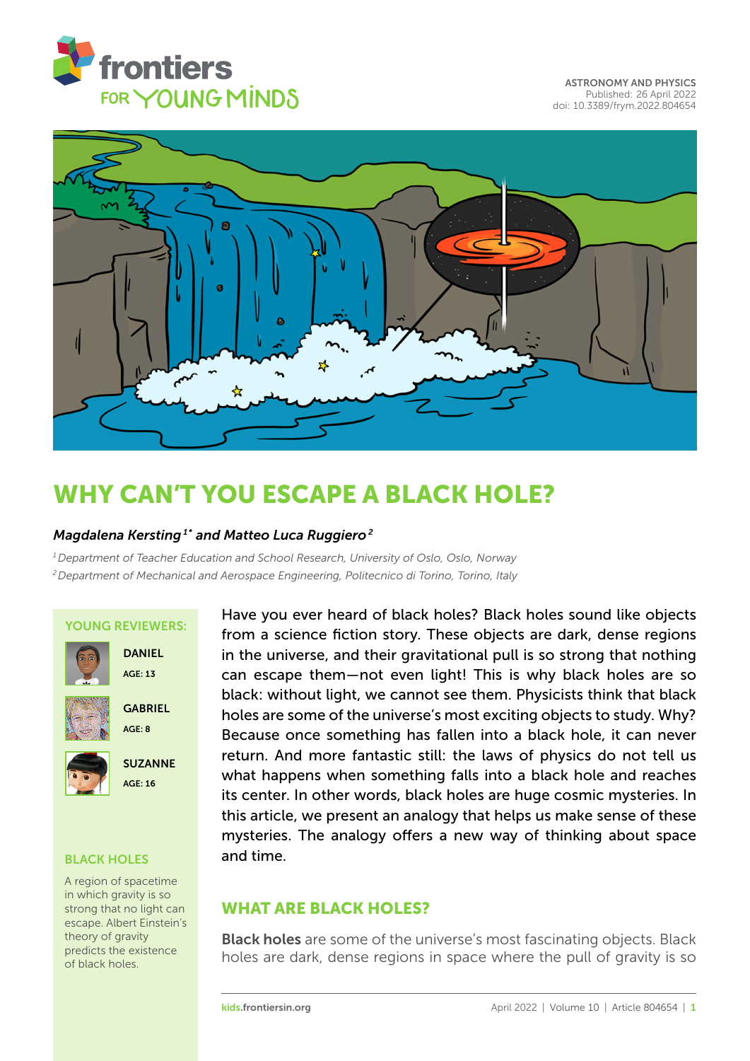ASTRONOMY AND PHYSICS
Published: 26 April 2022
doi: 10.3389/frym.2022.804654

# WHY CAN'T YOU ESCAPE A BLACK HOLE?

***Magdalena Kersting*[1*] *and Matteo Luca Ruggiero*[2]**

*[1] Department of Teacher Education and School Research, University of Oslo, Oslo, Norway*
*[2] Department of Mechanical and Aerospace Engineering, Politecnico di Torino, Torino, Italy*

**YOUNG REVIEWERS:**

**DANIEL**
AGE: 13

**GABRIEL**
AGE: 8

**SUZANNE**
AGE: 16

Have you ever heard of black holes? Black holes sound like objects from a science fiction story. These objects are dark, dense regions in the universe, and their gravitational pull is so strong that nothing can escape them—not even light! This is why black holes are so black: without light, we cannot see them. Physicists think that black holes are some of the universe's most exciting objects to study. Why? Because once something has fallen into a black hole, it can never return. And more fantastic still: the laws of physics do not tell us what happens when something falls into a black hole and reaches its center. In other words, black holes are huge cosmic mysteries. In this article, we present an analogy that helps us make sense of these mysteries. The analogy offers a new way of thinking about space and time.

## WHAT ARE BLACK HOLES?

**Black holes** are some of the universe's most fascinating objects. Black holes are dark, dense regions in space where the pull of gravity is so

**BLACK HOLES**

A region of spacetime in which gravity is so strong that no light can escape. Albert Einstein's theory of gravity predicts the existence of black holes.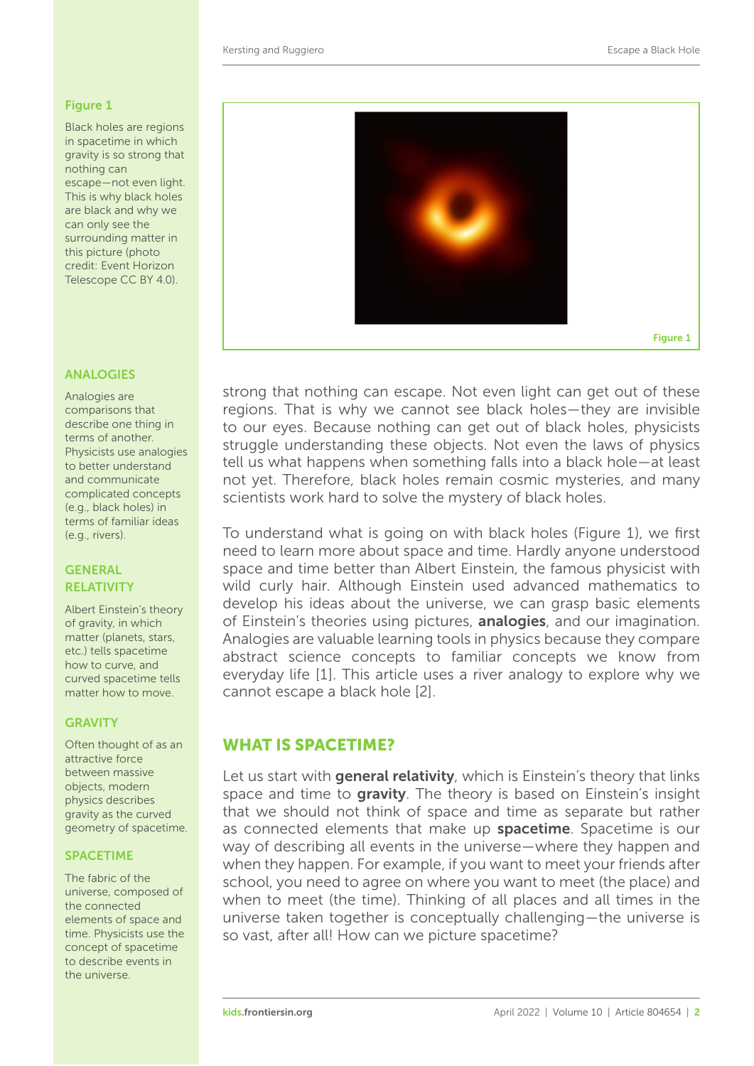**Figure 1**

Black holes are regions in spacetime in which gravity is so strong that nothing can escape—not even light. This is why black holes are black and why we can only see the surrounding matter in this picture (photo credit: Event Horizon Telescope CC BY 4.0).

**ANALOGIES**

Analogies are comparisons that describe one thing in terms of another. Physicists use analogies to better understand and communicate complicated concepts (e.g., black holes) in terms of familiar ideas (e.g., rivers).

**GENERAL RELATIVITY**

Albert Einstein's theory of gravity, in which matter (planets, stars, etc.) tells spacetime how to curve, and curved spacetime tells matter how to move.

**GRAVITY**

Often thought of as an attractive force between massive objects, modern physics describes gravity as the curved geometry of spacetime.

**SPACETIME**

The fabric of the universe, composed of the connected elements of space and time. Physicists use the concept of spacetime to describe events in the universe.

strong that nothing can escape. Not even light can get out of these regions. That is why we cannot see black holes—they are invisible to our eyes. Because nothing can get out of black holes, physicists struggle understanding these objects. Not even the laws of physics tell us what happens when something falls into a black hole—at least not yet. Therefore, black holes remain cosmic mysteries, and many scientists work hard to solve the mystery of black holes.

To understand what is going on with black holes (Figure 1), we first need to learn more about space and time. Hardly anyone understood space and time better than Albert Einstein, the famous physicist with wild curly hair. Although Einstein used advanced mathematics to develop his ideas about the universe, we can grasp basic elements of Einstein's theories using pictures, **analogies**, and our imagination. Analogies are valuable learning tools in physics because they compare abstract science concepts to familiar concepts we know from everyday life [1]. This article uses a river analogy to explore why we cannot escape a black hole [2].

## WHAT IS SPACETIME?

Let us start with **general relativity**, which is Einstein's theory that links space and time to **gravity**. The theory is based on Einstein's insight that we should not think of space and time as separate but rather as connected elements that make up **spacetime**. Spacetime is our way of describing all events in the universe—where they happen and when they happen. For example, if you want to meet your friends after school, you need to agree on where you want to meet (the place) and when to meet (the time). Thinking of all places and all times in the universe taken together is conceptually challenging—the universe is so vast, after all! How can we picture spacetime?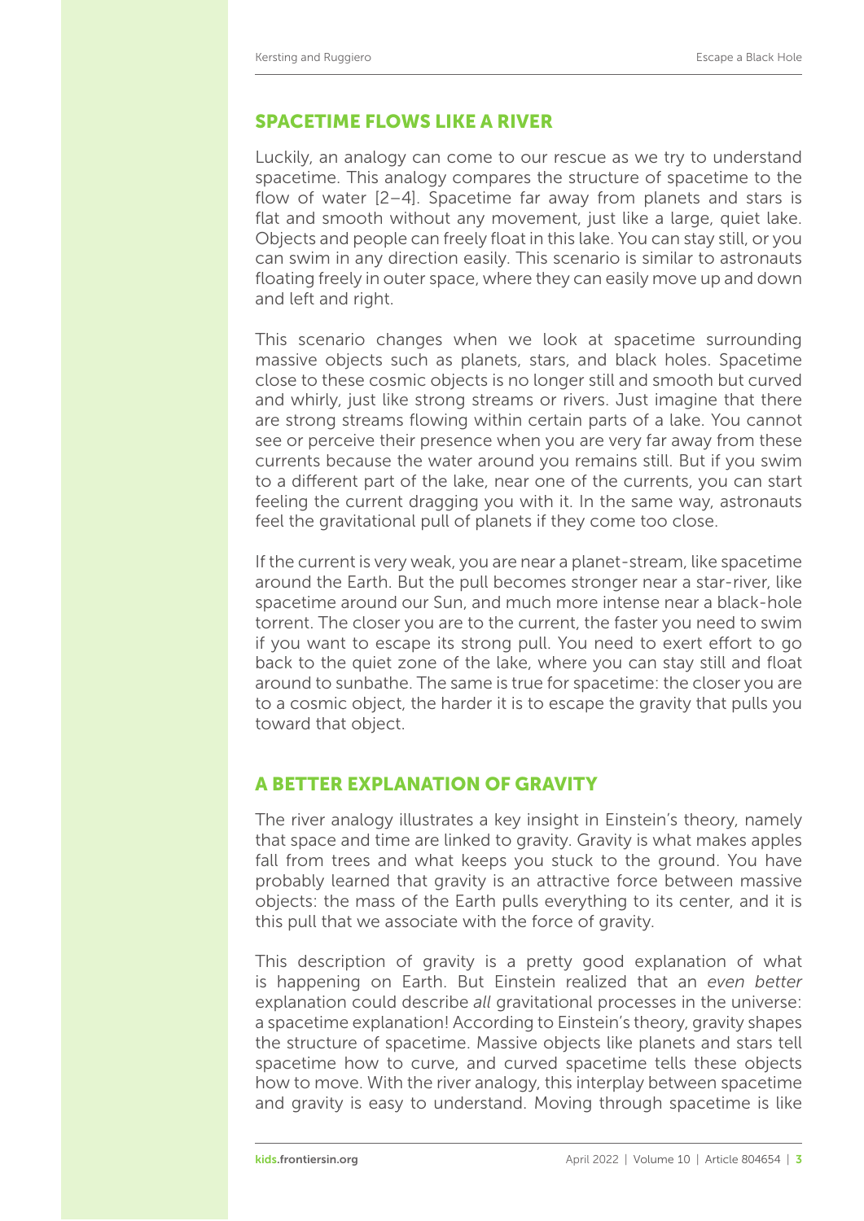## SPACETIME FLOWS LIKE A RIVER

Luckily, an analogy can come to our rescue as we try to understand spacetime. This analogy compares the structure of spacetime to the flow of water [2–4]. Spacetime far away from planets and stars is flat and smooth without any movement, just like a large, quiet lake. Objects and people can freely float in this lake. You can stay still, or you can swim in any direction easily. This scenario is similar to astronauts floating freely in outer space, where they can easily move up and down and left and right.

This scenario changes when we look at spacetime surrounding massive objects such as planets, stars, and black holes. Spacetime close to these cosmic objects is no longer still and smooth but curved and whirly, just like strong streams or rivers. Just imagine that there are strong streams flowing within certain parts of a lake. You cannot see or perceive their presence when you are very far away from these currents because the water around you remains still. But if you swim to a different part of the lake, near one of the currents, you can start feeling the current dragging you with it. In the same way, astronauts feel the gravitational pull of planets if they come too close.

If the current is very weak, you are near a planet-stream, like spacetime around the Earth. But the pull becomes stronger near a star-river, like spacetime around our Sun, and much more intense near a black-hole torrent. The closer you are to the current, the faster you need to swim if you want to escape its strong pull. You need to exert effort to go back to the quiet zone of the lake, where you can stay still and float around to sunbathe. The same is true for spacetime: the closer you are to a cosmic object, the harder it is to escape the gravity that pulls you toward that object.

## A BETTER EXPLANATION OF GRAVITY

The river analogy illustrates a key insight in Einstein's theory, namely that space and time are linked to gravity. Gravity is what makes apples fall from trees and what keeps you stuck to the ground. You have probably learned that gravity is an attractive force between massive objects: the mass of the Earth pulls everything to its center, and it is this pull that we associate with the force of gravity.

This description of gravity is a pretty good explanation of what is happening on Earth. But Einstein realized that an *even better* explanation could describe *all* gravitational processes in the universe: a spacetime explanation! According to Einstein's theory, gravity shapes the structure of spacetime. Massive objects like planets and stars tell spacetime how to curve, and curved spacetime tells these objects how to move. With the river analogy, this interplay between spacetime and gravity is easy to understand. Moving through spacetime is like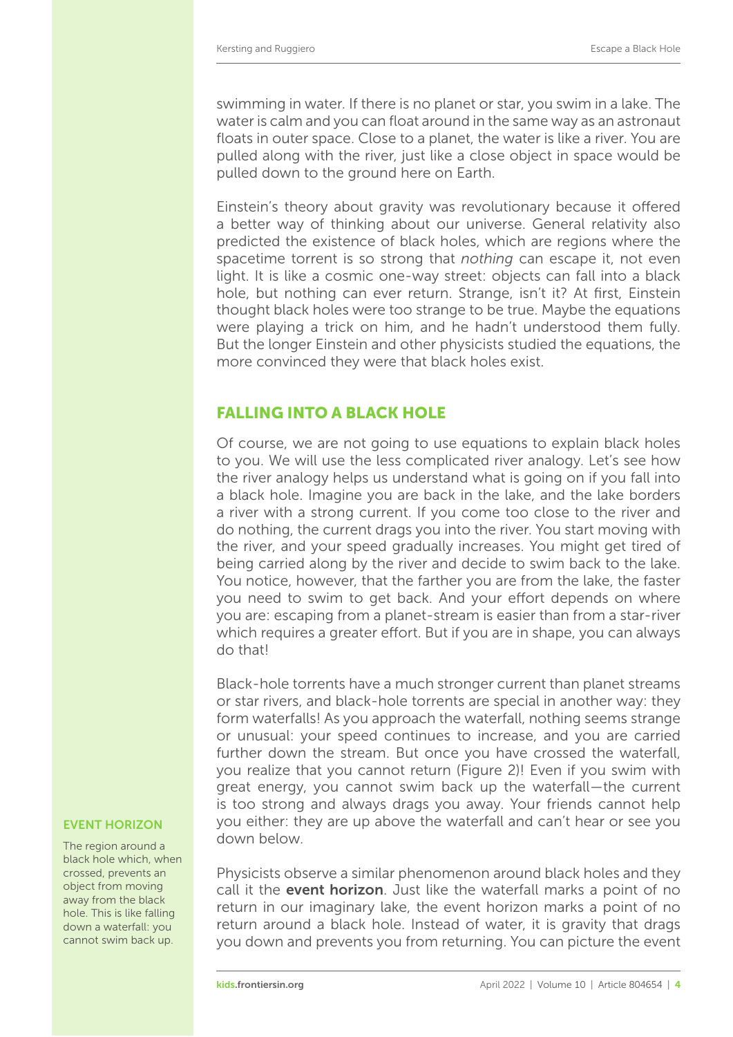swimming in water. If there is no planet or star, you swim in a lake. The water is calm and you can float around in the same way as an astronaut floats in outer space. Close to a planet, the water is like a river. You are pulled along with the river, just like a close object in space would be pulled down to the ground here on Earth.

Einstein's theory about gravity was revolutionary because it offered a better way of thinking about our universe. General relativity also predicted the existence of black holes, which are regions where the spacetime torrent is so strong that *nothing* can escape it, not even light. It is like a cosmic one-way street: objects can fall into a black hole, but nothing can ever return. Strange, isn't it? At first, Einstein thought black holes were too strange to be true. Maybe the equations were playing a trick on him, and he hadn't understood them fully. But the longer Einstein and other physicists studied the equations, the more convinced they were that black holes exist.

## FALLING INTO A BLACK HOLE

Of course, we are not going to use equations to explain black holes to you. We will use the less complicated river analogy. Let's see how the river analogy helps us understand what is going on if you fall into a black hole. Imagine you are back in the lake, and the lake borders a river with a strong current. If you come too close to the river and do nothing, the current drags you into the river. You start moving with the river, and your speed gradually increases. You might get tired of being carried along by the river and decide to swim back to the lake. You notice, however, that the farther you are from the lake, the faster you need to swim to get back. And your effort depends on where you are: escaping from a planet-stream is easier than from a star-river which requires a greater effort. But if you are in shape, you can always do that!

Black-hole torrents have a much stronger current than planet streams or star rivers, and black-hole torrents are special in another way: they form waterfalls! As you approach the waterfall, nothing seems strange or unusual: your speed continues to increase, and you are carried further down the stream. But once you have crossed the waterfall, you realize that you cannot return (Figure 2)! Even if you swim with great energy, you cannot swim back up the waterfall—the current is too strong and always drags you away. Your friends cannot help you either: they are up above the waterfall and can't hear or see you down below.

**EVENT HORIZON**

The region around a black hole which, when crossed, prevents an object from moving away from the black hole. This is like falling down a waterfall: you cannot swim back up.

Physicists observe a similar phenomenon around black holes and they call it the **event horizon**. Just like the waterfall marks a point of no return in our imaginary lake, the event horizon marks a point of no return around a black hole. Instead of water, it is gravity that drags you down and prevents you from returning. You can picture the event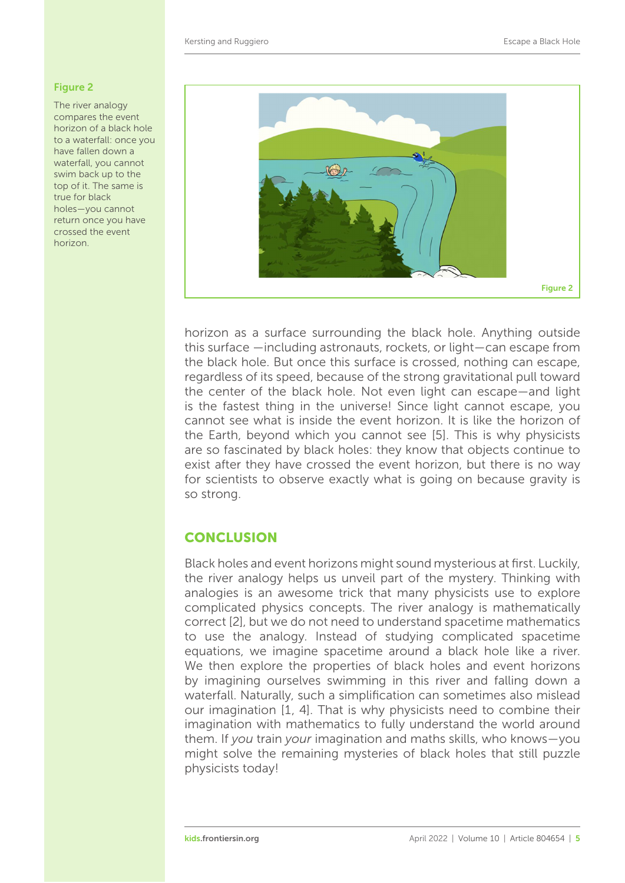**Figure 2**

The river analogy compares the event horizon of a black hole to a waterfall: once you have fallen down a waterfall, you cannot swim back up to the top of it. The same is true for black holes—you cannot return once you have crossed the event horizon.

horizon as a surface surrounding the black hole. Anything outside this surface —including astronauts, rockets, or light—can escape from the black hole. But once this surface is crossed, nothing can escape, regardless of its speed, because of the strong gravitational pull toward the center of the black hole. Not even light can escape—and light is the fastest thing in the universe! Since light cannot escape, you cannot see what is inside the event horizon. It is like the horizon of the Earth, beyond which you cannot see [5]. This is why physicists are so fascinated by black holes: they know that objects continue to exist after they have crossed the event horizon, but there is no way for scientists to observe exactly what is going on because gravity is so strong.

## CONCLUSION

Black holes and event horizons might sound mysterious at first. Luckily, the river analogy helps us unveil part of the mystery. Thinking with analogies is an awesome trick that many physicists use to explore complicated physics concepts. The river analogy is mathematically correct [2], but we do not need to understand spacetime mathematics to use the analogy. Instead of studying complicated spacetime equations, we imagine spacetime around a black hole like a river. We then explore the properties of black holes and event horizons by imagining ourselves swimming in this river and falling down a waterfall. Naturally, such a simplification can sometimes also mislead our imagination [1, 4]. That is why physicists need to combine their imagination with mathematics to fully understand the world around them. If *you* train *your* imagination and maths skills, who knows—you might solve the remaining mysteries of black holes that still puzzle physicists today!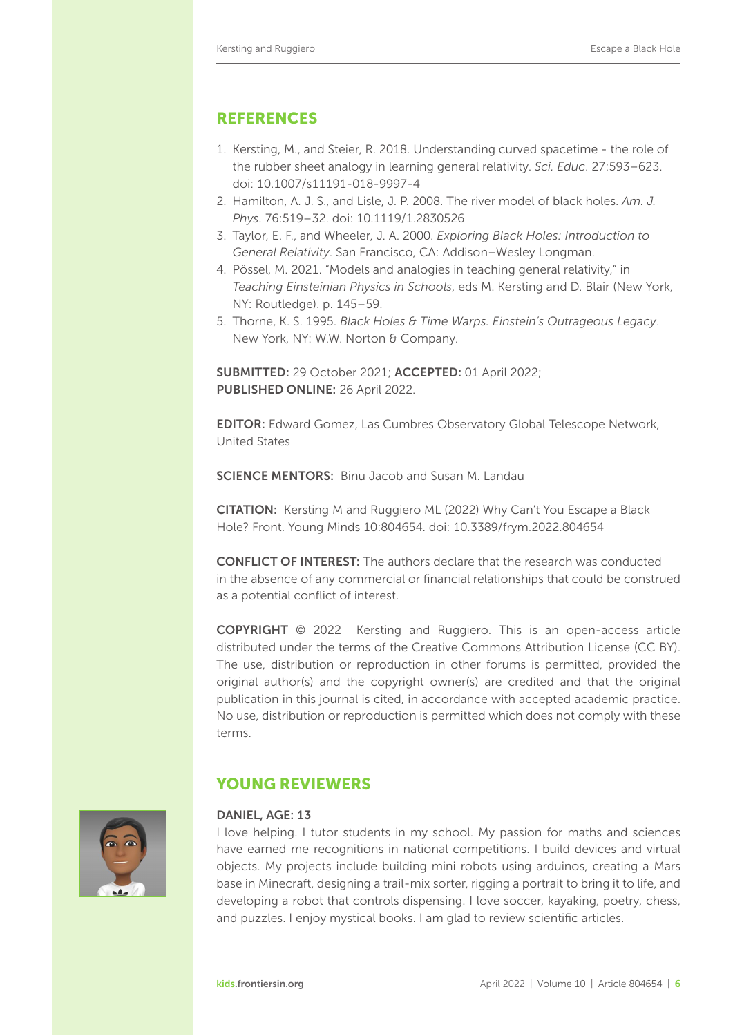## REFERENCES

1. Kersting, M., and Steier, R. 2018. Understanding curved spacetime - the role of the rubber sheet analogy in learning general relativity. *Sci. Educ*. 27:593–623. doi: 10.1007/s11191-018-9997-4
2. Hamilton, A. J. S., and Lisle, J. P. 2008. The river model of black holes. *Am. J. Phys*. 76:519–32. doi: 10.1119/1.2830526
3. Taylor, E. F., and Wheeler, J. A. 2000. *Exploring Black Holes: Introduction to General Relativity*. San Francisco, CA: Addison–Wesley Longman.
4. Pössel, M. 2021. "Models and analogies in teaching general relativity," in *Teaching Einsteinian Physics in Schools*, eds M. Kersting and D. Blair (New York, NY: Routledge). p. 145–59.
5. Thorne, K. S. 1995. *Black Holes & Time Warps. Einstein's Outrageous Legacy*. New York, NY: W.W. Norton & Company.

**SUBMITTED:** 29 October 2021; **ACCEPTED:** 01 April 2022;
**PUBLISHED ONLINE:** 26 April 2022.

**EDITOR:** Edward Gomez, Las Cumbres Observatory Global Telescope Network, United States

**SCIENCE MENTORS:** Binu Jacob and Susan M. Landau

**CITATION:** Kersting M and Ruggiero ML (2022) Why Can't You Escape a Black Hole? Front. Young Minds 10:804654. doi: 10.3389/frym.2022.804654

**CONFLICT OF INTEREST:** The authors declare that the research was conducted in the absence of any commercial or financial relationships that could be construed as a potential conflict of interest.

**COPYRIGHT** © 2022 Kersting and Ruggiero. This is an open-access article distributed under the terms of the Creative Commons Attribution License (CC BY). The use, distribution or reproduction in other forums is permitted, provided the original author(s) and the copyright owner(s) are credited and that the original publication in this journal is cited, in accordance with accepted academic practice. No use, distribution or reproduction is permitted which does not comply with these terms.

## YOUNG REVIEWERS

**DANIEL, AGE: 13**

I love helping. I tutor students in my school. My passion for maths and sciences have earned me recognitions in national competitions. I build devices and virtual objects. My projects include building mini robots using arduinos, creating a Mars base in Minecraft, designing a trail-mix sorter, rigging a portrait to bring it to life, and developing a robot that controls dispensing. I love soccer, kayaking, poetry, chess, and puzzles. I enjoy mystical books. I am glad to review scientific articles.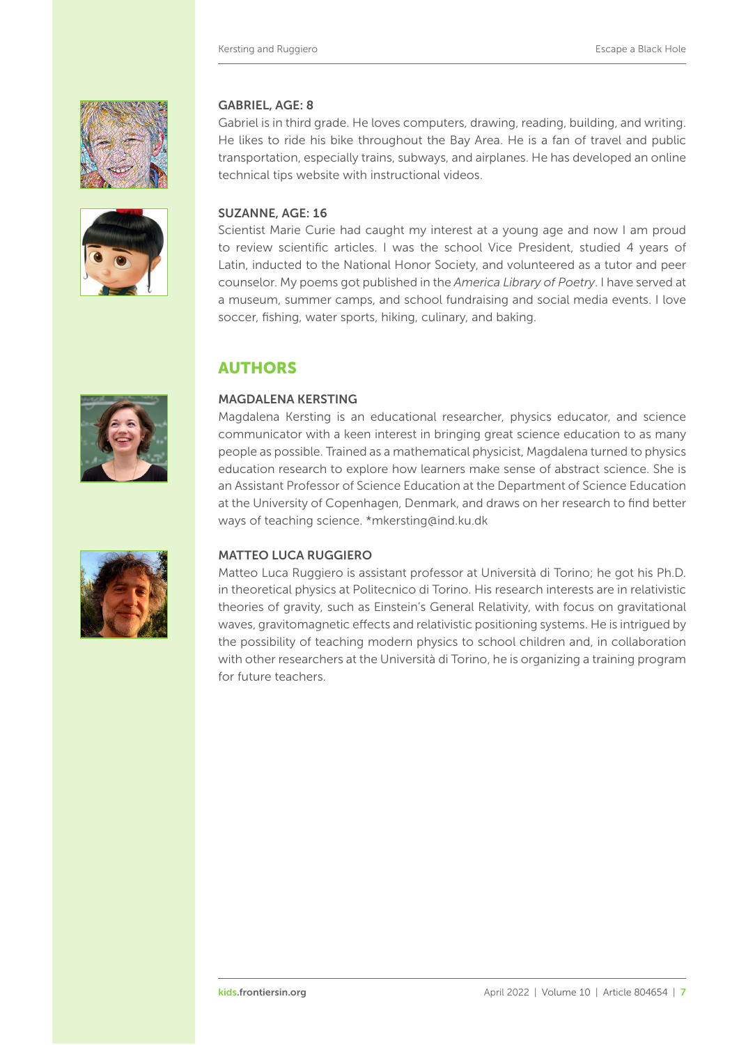### GABRIEL, AGE: 8

Gabriel is in third grade. He loves computers, drawing, reading, building, and writing. He likes to ride his bike throughout the Bay Area. He is a fan of travel and public transportation, especially trains, subways, and airplanes. He has developed an online technical tips website with instructional videos.

### SUZANNE, AGE: 16

Scientist Marie Curie had caught my interest at a young age and now I am proud to review scientific articles. I was the school Vice President, studied 4 years of Latin, inducted to the National Honor Society, and volunteered as a tutor and peer counselor. My poems got published in the *America Library of Poetry*. I have served at a museum, summer camps, and school fundraising and social media events. I love soccer, fishing, water sports, hiking, culinary, and baking.

## AUTHORS

### MAGDALENA KERSTING

Magdalena Kersting is an educational researcher, physics educator, and science communicator with a keen interest in bringing great science education to as many people as possible. Trained as a mathematical physicist, Magdalena turned to physics education research to explore how learners make sense of abstract science. She is an Assistant Professor of Science Education at the Department of Science Education at the University of Copenhagen, Denmark, and draws on her research to find better ways of teaching science. *mkersting@ind.ku.dk

### MATTEO LUCA RUGGIERO

Matteo Luca Ruggiero is assistant professor at Università di Torino; he got his Ph.D. in theoretical physics at Politecnico di Torino. His research interests are in relativistic theories of gravity, such as Einstein's General Relativity, with focus on gravitational waves, gravitomagnetic effects and relativistic positioning systems. He is intrigued by the possibility of teaching modern physics to school children and, in collaboration with other researchers at the Università di Torino, he is organizing a training program for future teachers.